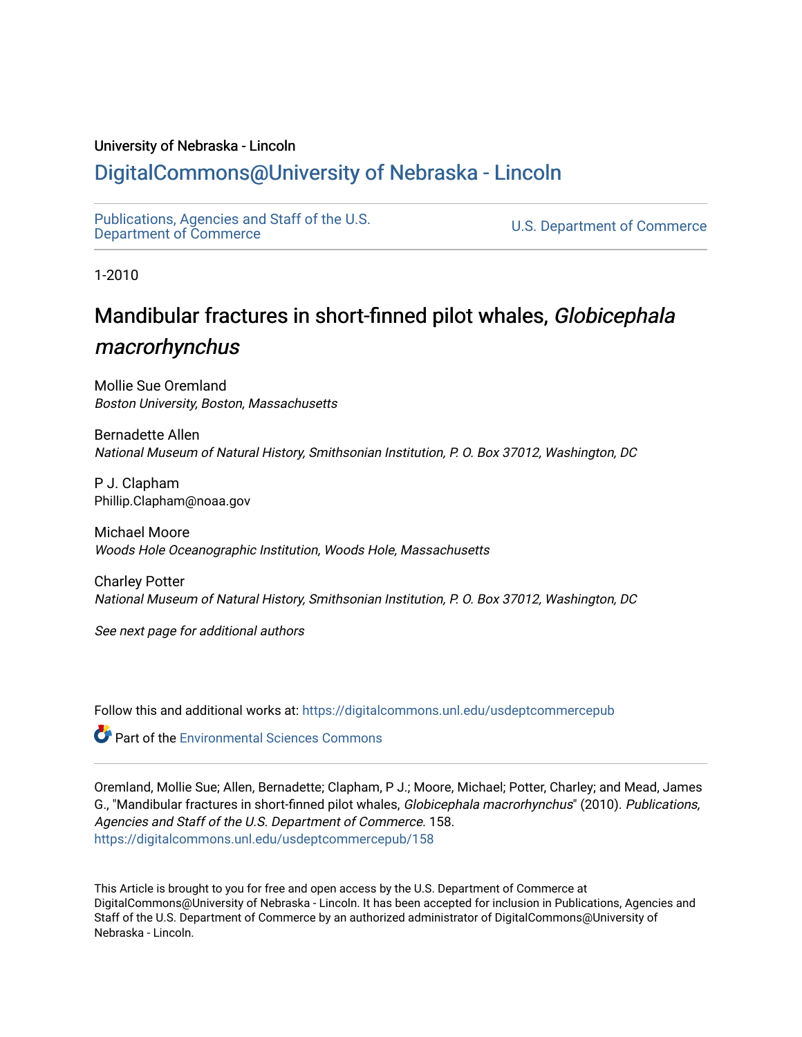University of Nebraska - Lincoln

# DigitalCommons@University of Nebraska - Lincoln

Publications, Agencies and Staff of the U.S. Department of Commerce

U.S. Department of Commerce

1-2010

# Mandibular fractures in short-finned pilot whales, *Globicephala macrorhynchus*

Mollie Sue Oremland
*Boston University, Boston, Massachusetts*

Bernadette Allen
*National Museum of Natural History, Smithsonian Institution, P. O. Box 37012, Washington, DC*

P J. Clapham
Phillip.Clapham@noaa.gov

Michael Moore
*Woods Hole Oceanographic Institution, Woods Hole, Massachusetts*

Charley Potter
*National Museum of Natural History, Smithsonian Institution, P. O. Box 37012, Washington, DC*

*See next page for additional authors*

Follow this and additional works at: https://digitalcommons.unl.edu/usdeptcommercepub

Part of the Environmental Sciences Commons

Oremland, Mollie Sue; Allen, Bernadette; Clapham, P J.; Moore, Michael; Potter, Charley; and Mead, James G., "Mandibular fractures in short-finned pilot whales, *Globicephala macrorhynchus*" (2010). *Publications, Agencies and Staff of the U.S. Department of Commerce*. 158.
https://digitalcommons.unl.edu/usdeptcommercepub/158

This Article is brought to you for free and open access by the U.S. Department of Commerce at DigitalCommons@University of Nebraska - Lincoln. It has been accepted for inclusion in Publications, Agencies and Staff of the U.S. Department of Commerce by an authorized administrator of DigitalCommons@University of Nebraska - Lincoln.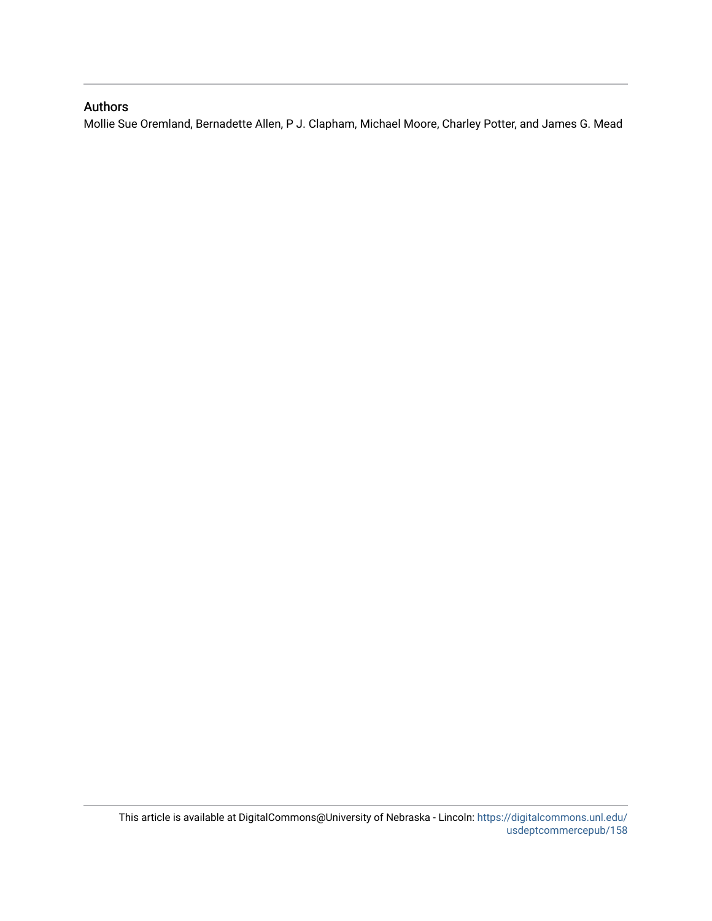## Authors

Mollie Sue Oremland, Bernadette Allen, P J. Clapham, Michael Moore, Charley Potter, and James G. Mead

This article is available at DigitalCommons@University of Nebraska - Lincoln: https://digitalcommons.unl.edu/usdeptcommercepub/158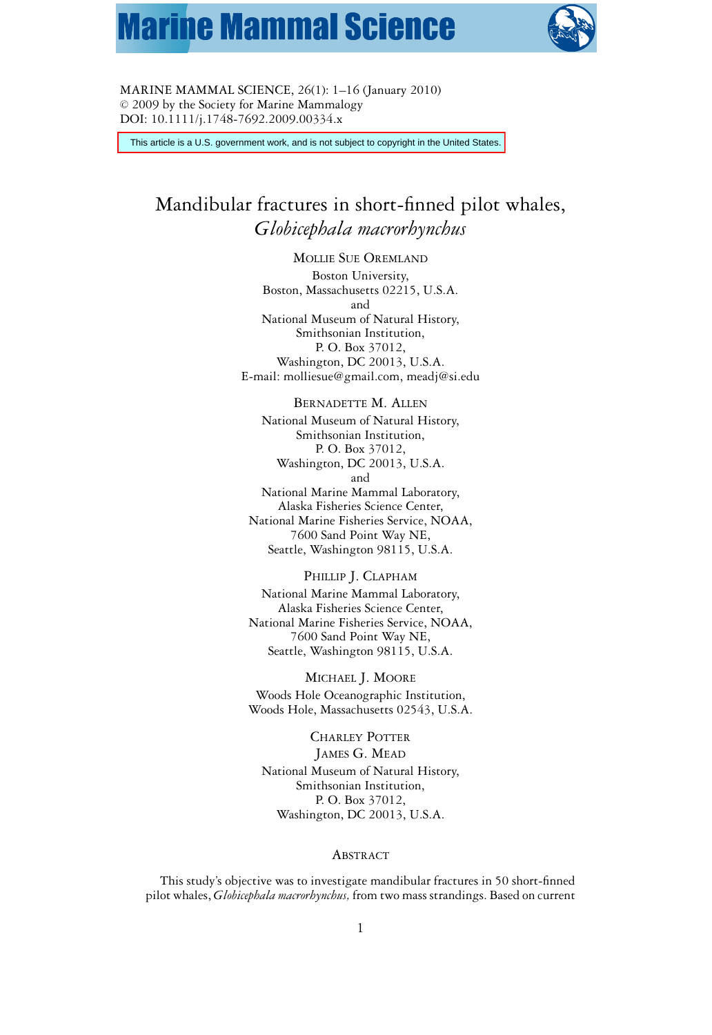MARINE MAMMAL SCIENCE, 26(1): 1–16 (January 2010)
© 2009 by the Society for Marine Mammalogy
DOI: 10.1111/j.1748-7692.2009.00334.x

This article is a U.S. government work, and is not subject to copyright in the United States.

# Mandibular fractures in short-finned pilot whales, *Globicephala macrorhynchus*

MOLLIE SUE OREMLAND
Boston University,
Boston, Massachusetts 02215, U.S.A.
and
National Museum of Natural History,
Smithsonian Institution,
P. O. Box 37012,
Washington, DC 20013, U.S.A.
E-mail: molliesue@gmail.com, meadj@si.edu

BERNADETTE M. ALLEN
National Museum of Natural History,
Smithsonian Institution,
P. O. Box 37012,
Washington, DC 20013, U.S.A.
and
National Marine Mammal Laboratory,
Alaska Fisheries Science Center,
National Marine Fisheries Service, NOAA,
7600 Sand Point Way NE,
Seattle, Washington 98115, U.S.A.

PHILLIP J. CLAPHAM
National Marine Mammal Laboratory,
Alaska Fisheries Science Center,
National Marine Fisheries Service, NOAA,
7600 Sand Point Way NE,
Seattle, Washington 98115, U.S.A.

MICHAEL J. MOORE
Woods Hole Oceanographic Institution,
Woods Hole, Massachusetts 02543, U.S.A.

CHARLEY POTTER
JAMES G. MEAD
National Museum of Natural History,
Smithsonian Institution,
P. O. Box 37012,
Washington, DC 20013, U.S.A.

## ABSTRACT

This study's objective was to investigate mandibular fractures in 50 short-finned pilot whales, *Globicephala macrorhynchus,* from two mass strandings. Based on current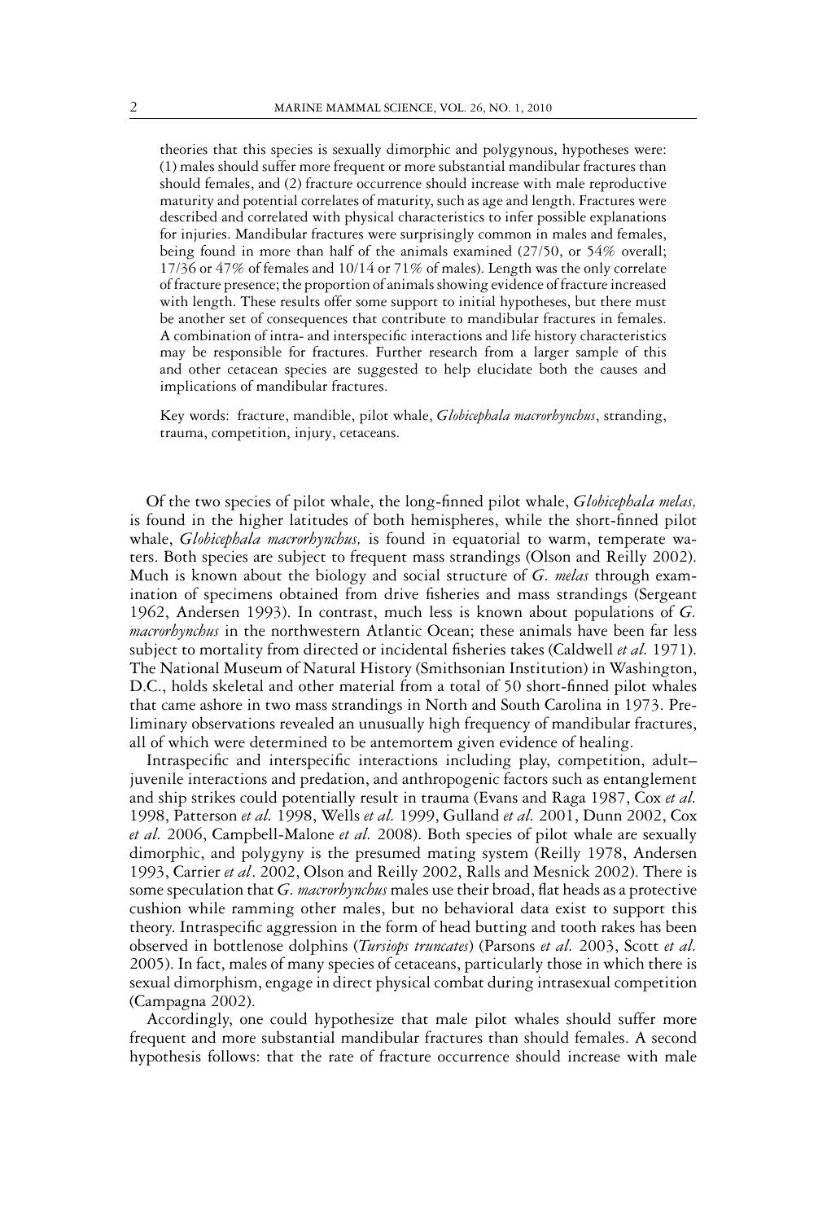theories that this species is sexually dimorphic and polygynous, hypotheses were: (1) males should suffer more frequent or more substantial mandibular fractures than should females, and (2) fracture occurrence should increase with male reproductive maturity and potential correlates of maturity, such as age and length. Fractures were described and correlated with physical characteristics to infer possible explanations for injuries. Mandibular fractures were surprisingly common in males and females, being found in more than half of the animals examined (27/50, or 54% overall; 17/36 or 47% of females and 10/14 or 71% of males). Length was the only correlate of fracture presence; the proportion of animals showing evidence of fracture increased with length. These results offer some support to initial hypotheses, but there must be another set of consequences that contribute to mandibular fractures in females. A combination of intra- and interspecific interactions and life history characteristics may be responsible for fractures. Further research from a larger sample of this and other cetacean species are suggested to help elucidate both the causes and implications of mandibular fractures.

Key words: fracture, mandible, pilot whale, *Globicephala macrorhynchus*, stranding, trauma, competition, injury, cetaceans.

Of the two species of pilot whale, the long-finned pilot whale, *Globicephala melas,* is found in the higher latitudes of both hemispheres, while the short-finned pilot whale, *Globicephala macrorhynchus,* is found in equatorial to warm, temperate waters. Both species are subject to frequent mass strandings (Olson and Reilly 2002). Much is known about the biology and social structure of *G. melas* through examination of specimens obtained from drive fisheries and mass strandings (Sergeant 1962, Andersen 1993). In contrast, much less is known about populations of *G. macrorhynchus* in the northwestern Atlantic Ocean; these animals have been far less subject to mortality from directed or incidental fisheries takes (Caldwell *et al.* 1971). The National Museum of Natural History (Smithsonian Institution) in Washington, D.C., holds skeletal and other material from a total of 50 short-finned pilot whales that came ashore in two mass strandings in North and South Carolina in 1973. Preliminary observations revealed an unusually high frequency of mandibular fractures, all of which were determined to be antemortem given evidence of healing.

Intraspecific and interspecific interactions including play, competition, adult–juvenile interactions and predation, and anthropogenic factors such as entanglement and ship strikes could potentially result in trauma (Evans and Raga 1987, Cox *et al.* 1998, Patterson *et al.* 1998, Wells *et al.* 1999, Gulland *et al.* 2001, Dunn 2002, Cox *et al.* 2006, Campbell-Malone *et al.* 2008). Both species of pilot whale are sexually dimorphic, and polygyny is the presumed mating system (Reilly 1978, Andersen 1993, Carrier *et al*. 2002, Olson and Reilly 2002, Ralls and Mesnick 2002). There is some speculation that *G. macrorhynchus* males use their broad, flat heads as a protective cushion while ramming other males, but no behavioral data exist to support this theory. Intraspecific aggression in the form of head butting and tooth rakes has been observed in bottlenose dolphins (*Tursiops truncates*) (Parsons *et al.* 2003, Scott *et al.* 2005). In fact, males of many species of cetaceans, particularly those in which there is sexual dimorphism, engage in direct physical combat during intrasexual competition (Campagna 2002).

Accordingly, one could hypothesize that male pilot whales should suffer more frequent and more substantial mandibular fractures than should females. A second hypothesis follows: that the rate of fracture occurrence should increase with male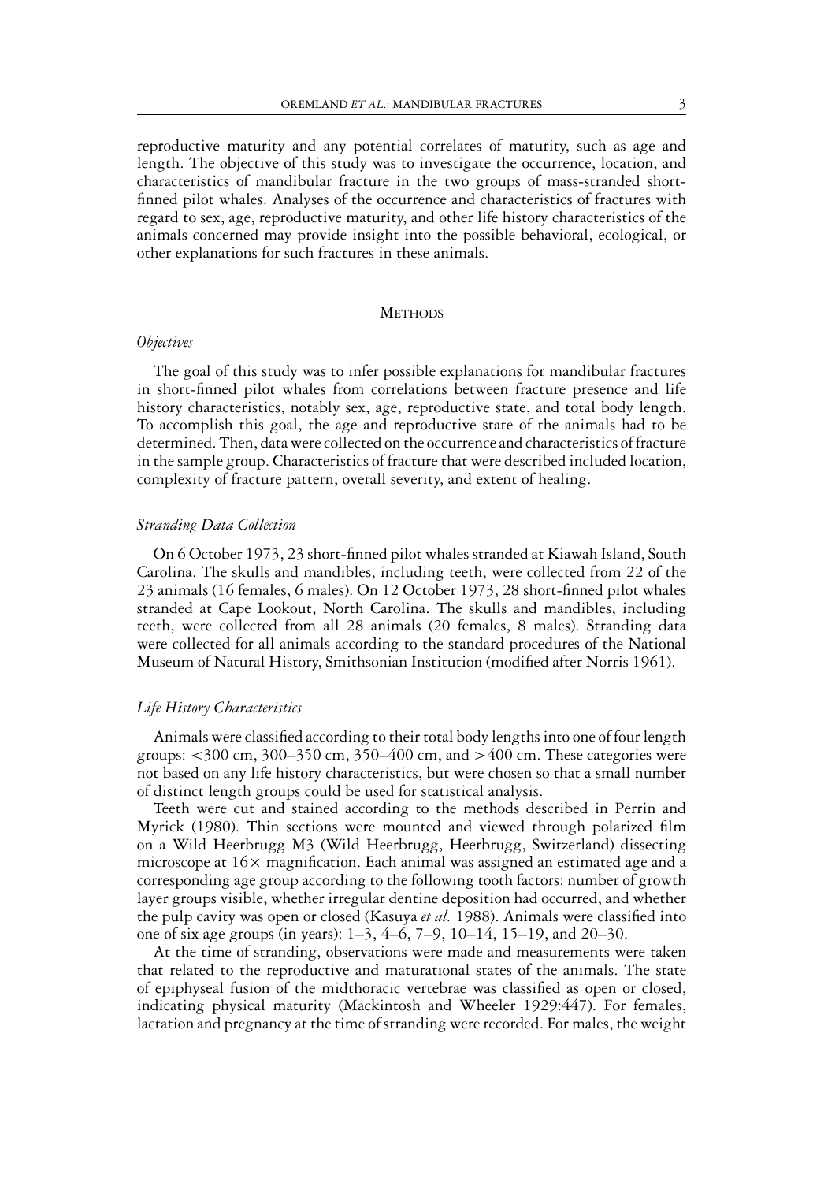reproductive maturity and any potential correlates of maturity, such as age and length. The objective of this study was to investigate the occurrence, location, and characteristics of mandibular fracture in the two groups of mass-stranded short-finned pilot whales. Analyses of the occurrence and characteristics of fractures with regard to sex, age, reproductive maturity, and other life history characteristics of the animals concerned may provide insight into the possible behavioral, ecological, or other explanations for such fractures in these animals.

## Methods

### *Objectives*

The goal of this study was to infer possible explanations for mandibular fractures in short-finned pilot whales from correlations between fracture presence and life history characteristics, notably sex, age, reproductive state, and total body length. To accomplish this goal, the age and reproductive state of the animals had to be determined. Then, data were collected on the occurrence and characteristics of fracture in the sample group. Characteristics of fracture that were described included location, complexity of fracture pattern, overall severity, and extent of healing.

### *Stranding Data Collection*

On 6 October 1973, 23 short-finned pilot whales stranded at Kiawah Island, South Carolina. The skulls and mandibles, including teeth, were collected from 22 of the 23 animals (16 females, 6 males). On 12 October 1973, 28 short-finned pilot whales stranded at Cape Lookout, North Carolina. The skulls and mandibles, including teeth, were collected from all 28 animals (20 females, 8 males). Stranding data were collected for all animals according to the standard procedures of the National Museum of Natural History, Smithsonian Institution (modified after Norris 1961).

### *Life History Characteristics*

Animals were classified according to their total body lengths into one of four length groups: <300 cm, 300–350 cm, 350–400 cm, and >400 cm. These categories were not based on any life history characteristics, but were chosen so that a small number of distinct length groups could be used for statistical analysis.

Teeth were cut and stained according to the methods described in Perrin and Myrick (1980). Thin sections were mounted and viewed through polarized film on a Wild Heerbrugg M3 (Wild Heerbrugg, Heerbrugg, Switzerland) dissecting microscope at 16× magnification. Each animal was assigned an estimated age and a corresponding age group according to the following tooth factors: number of growth layer groups visible, whether irregular dentine deposition had occurred, and whether the pulp cavity was open or closed (Kasuya *et al.* 1988). Animals were classified into one of six age groups (in years): 1–3, 4–6, 7–9, 10–14, 15–19, and 20–30.

At the time of stranding, observations were made and measurements were taken that related to the reproductive and maturational states of the animals. The state of epiphyseal fusion of the midthoracic vertebrae was classified as open or closed, indicating physical maturity (Mackintosh and Wheeler 1929:447). For females, lactation and pregnancy at the time of stranding were recorded. For males, the weight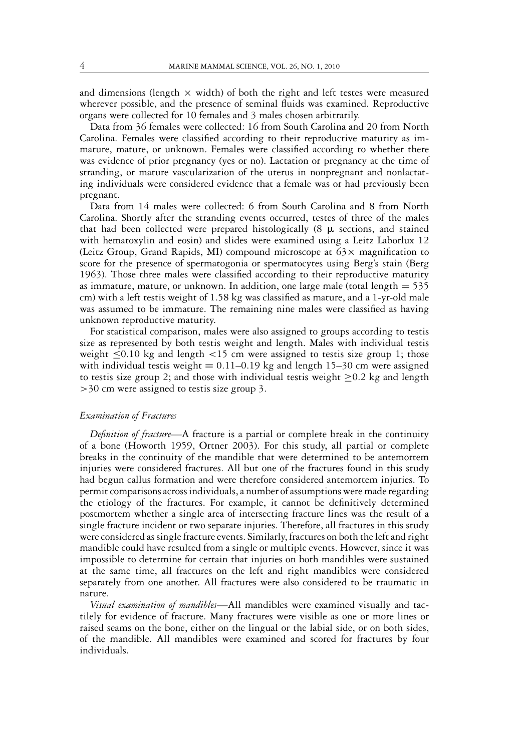and dimensions (length × width) of both the right and left testes were measured wherever possible, and the presence of seminal fluids was examined. Reproductive organs were collected for 10 females and 3 males chosen arbitrarily.

Data from 36 females were collected: 16 from South Carolina and 20 from North Carolina. Females were classified according to their reproductive maturity as immature, mature, or unknown. Females were classified according to whether there was evidence of prior pregnancy (yes or no). Lactation or pregnancy at the time of stranding, or mature vascularization of the uterus in nonpregnant and nonlactating individuals were considered evidence that a female was or had previously been pregnant.

Data from 14 males were collected: 6 from South Carolina and 8 from North Carolina. Shortly after the stranding events occurred, testes of three of the males that had been collected were prepared histologically (8 μ sections, and stained with hematoxylin and eosin) and slides were examined using a Leitz Laborlux 12 (Leitz Group, Grand Rapids, MI) compound microscope at 63× magnification to score for the presence of spermatogonia or spermatocytes using Berg's stain (Berg 1963). Those three males were classified according to their reproductive maturity as immature, mature, or unknown. In addition, one large male (total length = 535 cm) with a left testis weight of 1.58 kg was classified as mature, and a 1-yr-old male was assumed to be immature. The remaining nine males were classified as having unknown reproductive maturity.

For statistical comparison, males were also assigned to groups according to testis size as represented by both testis weight and length. Males with individual testis weight ≤0.10 kg and length <15 cm were assigned to testis size group 1; those with individual testis weight = 0.11–0.19 kg and length 15–30 cm were assigned to testis size group 2; and those with individual testis weight ≥0.2 kg and length >30 cm were assigned to testis size group 3.

### *Examination of Fractures*

*Definition of fracture*—A fracture is a partial or complete break in the continuity of a bone (Howorth 1959, Ortner 2003). For this study, all partial or complete breaks in the continuity of the mandible that were determined to be antemortem injuries were considered fractures. All but one of the fractures found in this study had begun callus formation and were therefore considered antemortem injuries. To permit comparisons across individuals, a number of assumptions were made regarding the etiology of the fractures. For example, it cannot be definitively determined postmortem whether a single area of intersecting fracture lines was the result of a single fracture incident or two separate injuries. Therefore, all fractures in this study were considered as single fracture events. Similarly, fractures on both the left and right mandible could have resulted from a single or multiple events. However, since it was impossible to determine for certain that injuries on both mandibles were sustained at the same time, all fractures on the left and right mandibles were considered separately from one another. All fractures were also considered to be traumatic in nature.

*Visual examination of mandibles*—All mandibles were examined visually and tactilely for evidence of fracture. Many fractures were visible as one or more lines or raised seams on the bone, either on the lingual or the labial side, or on both sides, of the mandible. All mandibles were examined and scored for fractures by four individuals.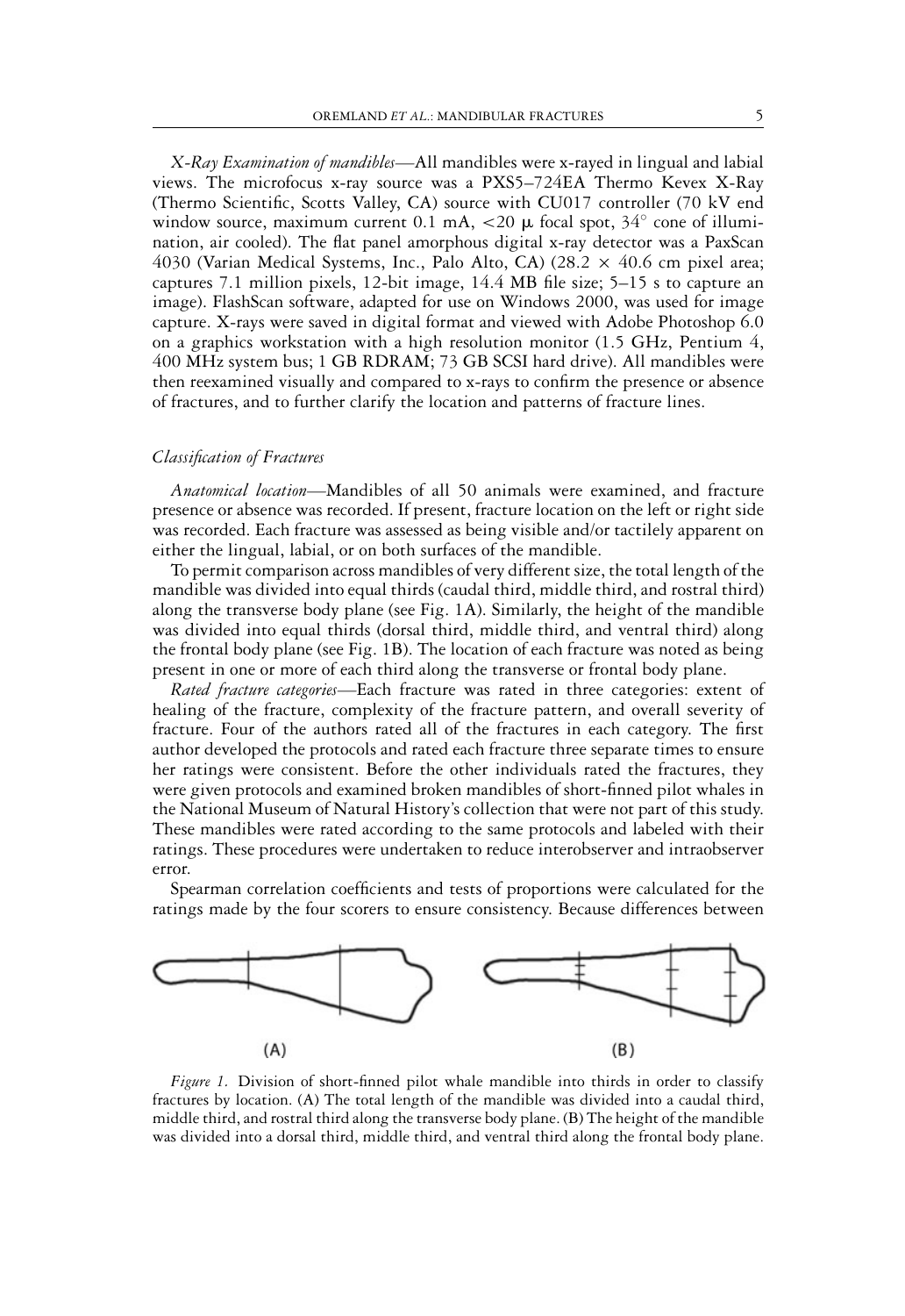*X-Ray Examination of mandibles*—All mandibles were x-rayed in lingual and labial views. The microfocus x-ray source was a PXS5–724EA Thermo Kevex X-Ray (Thermo Scientific, Scotts Valley, CA) source with CU017 controller (70 kV end window source, maximum current 0.1 mA, $<20$ μ focal spot, 34° cone of illumination, air cooled). The flat panel amorphous digital x-ray detector was a PaxScan 4030 (Varian Medical Systems, Inc., Palo Alto, CA) (28.2 × 40.6 cm pixel area; captures 7.1 million pixels, 12-bit image, 14.4 MB file size; 5–15 s to capture an image). FlashScan software, adapted for use on Windows 2000, was used for image capture. X-rays were saved in digital format and viewed with Adobe Photoshop 6.0 on a graphics workstation with a high resolution monitor (1.5 GHz, Pentium 4, 400 MHz system bus; 1 GB RDRAM; 73 GB SCSI hard drive). All mandibles were then reexamined visually and compared to x-rays to confirm the presence or absence of fractures, and to further clarify the location and patterns of fracture lines.

### *Classification of Fractures*

*Anatomical location*—Mandibles of all 50 animals were examined, and fracture presence or absence was recorded. If present, fracture location on the left or right side was recorded. Each fracture was assessed as being visible and/or tactilely apparent on either the lingual, labial, or on both surfaces of the mandible.

To permit comparison across mandibles of very different size, the total length of the mandible was divided into equal thirds (caudal third, middle third, and rostral third) along the transverse body plane (see Fig. 1A). Similarly, the height of the mandible was divided into equal thirds (dorsal third, middle third, and ventral third) along the frontal body plane (see Fig. 1B). The location of each fracture was noted as being present in one or more of each third along the transverse or frontal body plane.

*Rated fracture categories*—Each fracture was rated in three categories: extent of healing of the fracture, complexity of the fracture pattern, and overall severity of fracture. Four of the authors rated all of the fractures in each category. The first author developed the protocols and rated each fracture three separate times to ensure her ratings were consistent. Before the other individuals rated the fractures, they were given protocols and examined broken mandibles of short-finned pilot whales in the National Museum of Natural History's collection that were not part of this study. These mandibles were rated according to the same protocols and labeled with their ratings. These procedures were undertaken to reduce interobserver and intraobserver error.

Spearman correlation coefficients and tests of proportions were calculated for the ratings made by the four scorers to ensure consistency. Because differences between

(A)

(B)

*Figure 1.* Division of short-finned pilot whale mandible into thirds in order to classify fractures by location. (A) The total length of the mandible was divided into a caudal third, middle third, and rostral third along the transverse body plane. (B) The height of the mandible was divided into a dorsal third, middle third, and ventral third along the frontal body plane.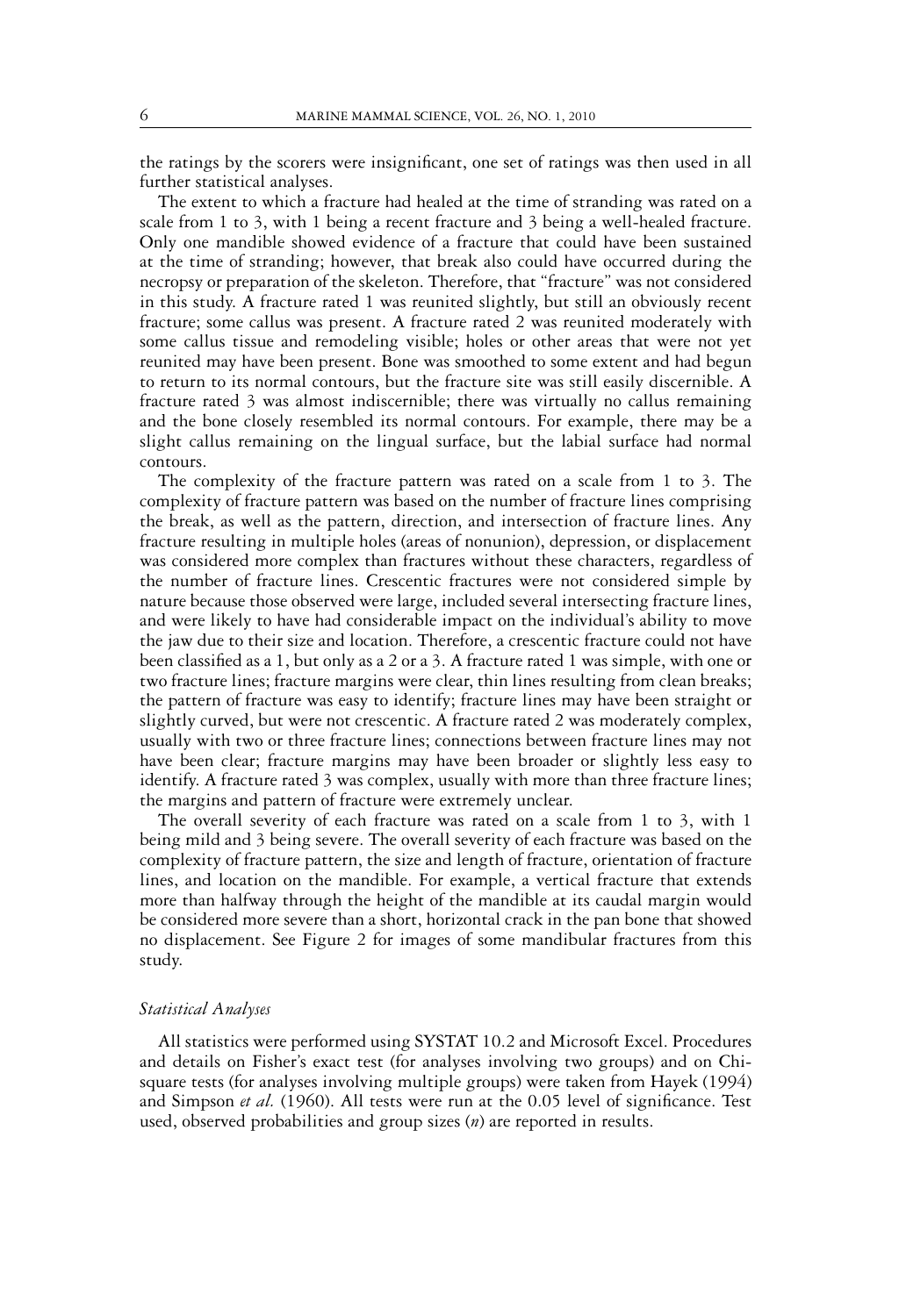the ratings by the scorers were insignificant, one set of ratings was then used in all further statistical analyses.

The extent to which a fracture had healed at the time of stranding was rated on a scale from 1 to 3, with 1 being a recent fracture and 3 being a well-healed fracture. Only one mandible showed evidence of a fracture that could have been sustained at the time of stranding; however, that break also could have occurred during the necropsy or preparation of the skeleton. Therefore, that "fracture" was not considered in this study. A fracture rated 1 was reunited slightly, but still an obviously recent fracture; some callus was present. A fracture rated 2 was reunited moderately with some callus tissue and remodeling visible; holes or other areas that were not yet reunited may have been present. Bone was smoothed to some extent and had begun to return to its normal contours, but the fracture site was still easily discernible. A fracture rated 3 was almost indiscernible; there was virtually no callus remaining and the bone closely resembled its normal contours. For example, there may be a slight callus remaining on the lingual surface, but the labial surface had normal contours.

The complexity of the fracture pattern was rated on a scale from 1 to 3. The complexity of fracture pattern was based on the number of fracture lines comprising the break, as well as the pattern, direction, and intersection of fracture lines. Any fracture resulting in multiple holes (areas of nonunion), depression, or displacement was considered more complex than fractures without these characters, regardless of the number of fracture lines. Crescentic fractures were not considered simple by nature because those observed were large, included several intersecting fracture lines, and were likely to have had considerable impact on the individual's ability to move the jaw due to their size and location. Therefore, a crescentic fracture could not have been classified as a 1, but only as a 2 or a 3. A fracture rated 1 was simple, with one or two fracture lines; fracture margins were clear, thin lines resulting from clean breaks; the pattern of fracture was easy to identify; fracture lines may have been straight or slightly curved, but were not crescentic. A fracture rated 2 was moderately complex, usually with two or three fracture lines; connections between fracture lines may not have been clear; fracture margins may have been broader or slightly less easy to identify. A fracture rated 3 was complex, usually with more than three fracture lines; the margins and pattern of fracture were extremely unclear.

The overall severity of each fracture was rated on a scale from 1 to 3, with 1 being mild and 3 being severe. The overall severity of each fracture was based on the complexity of fracture pattern, the size and length of fracture, orientation of fracture lines, and location on the mandible. For example, a vertical fracture that extends more than halfway through the height of the mandible at its caudal margin would be considered more severe than a short, horizontal crack in the pan bone that showed no displacement. See Figure 2 for images of some mandibular fractures from this study.

### *Statistical Analyses*

All statistics were performed using SYSTAT 10.2 and Microsoft Excel. Procedures and details on Fisher's exact test (for analyses involving two groups) and on Chi-square tests (for analyses involving multiple groups) were taken from Hayek (1994) and Simpson *et al.* (1960). All tests were run at the 0.05 level of significance. Test used, observed probabilities and group sizes ($n$) are reported in results.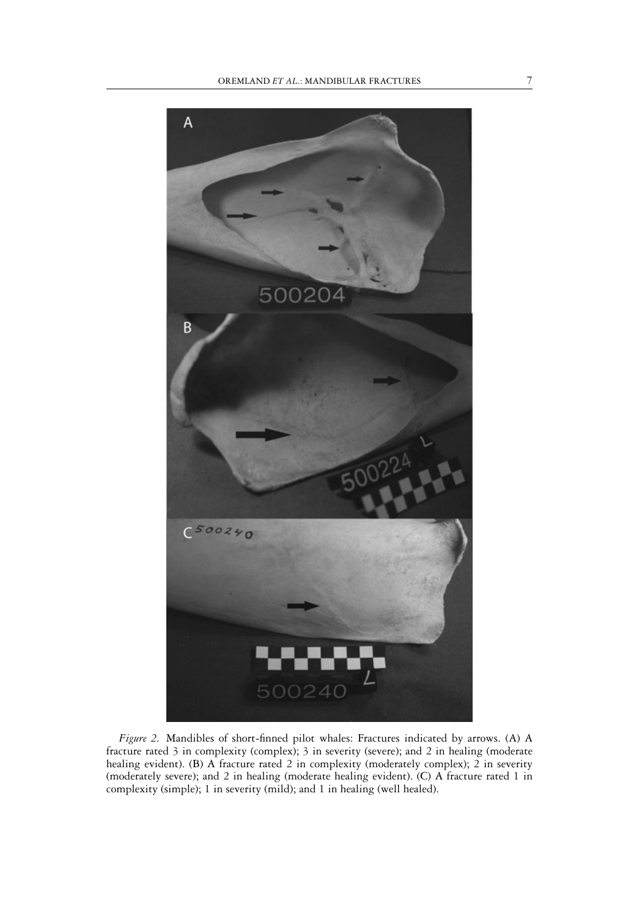*Figure 2.* Mandibles of short-finned pilot whales: Fractures indicated by arrows. (A) A fracture rated 3 in complexity (complex); 3 in severity (severe); and 2 in healing (moderate healing evident). (B) A fracture rated 2 in complexity (moderately complex); 2 in severity (moderately severe); and 2 in healing (moderate healing evident). (C) A fracture rated 1 in complexity (simple); 1 in severity (mild); and 1 in healing (well healed).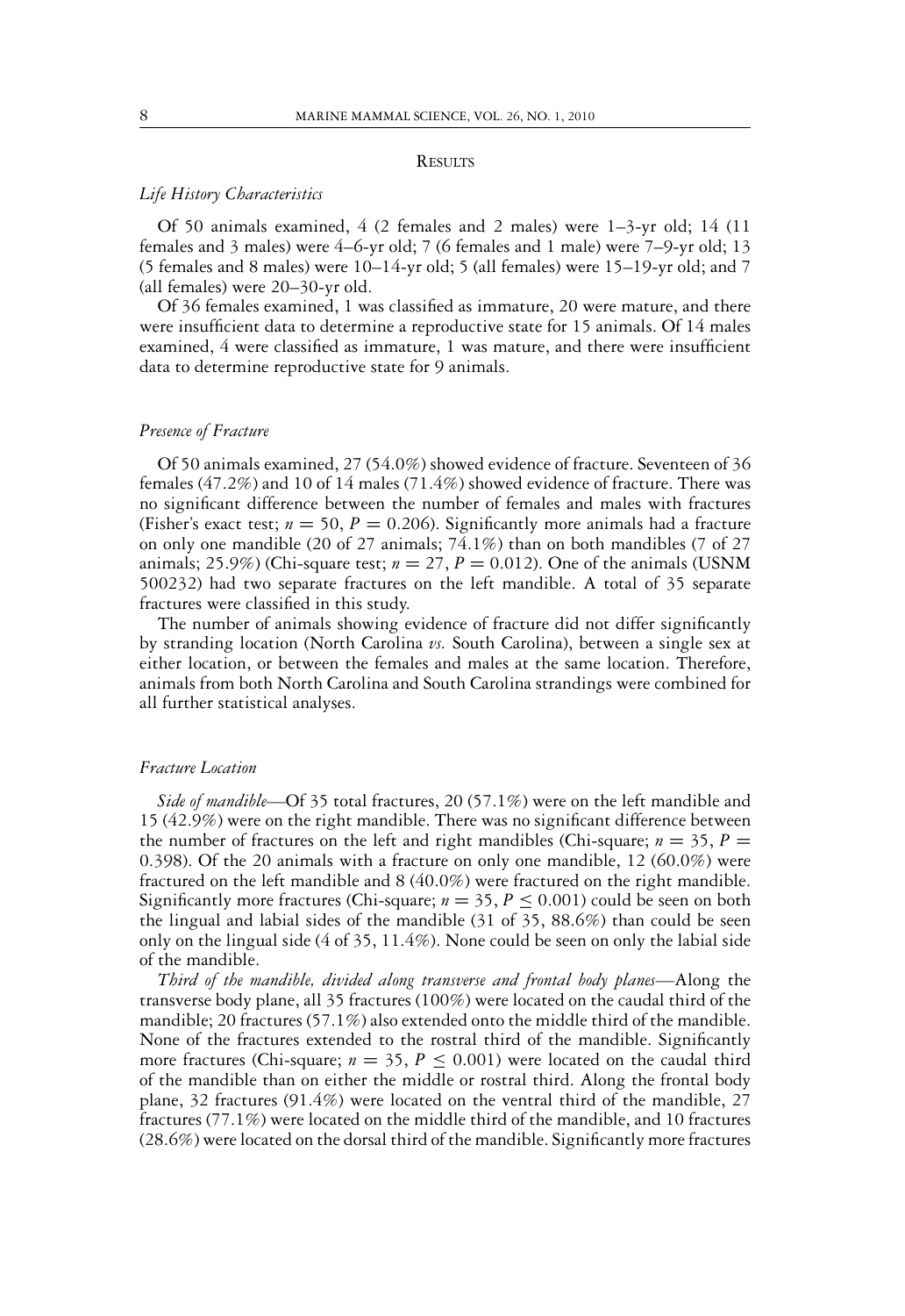## Results

### *Life History Characteristics*

Of 50 animals examined, 4 (2 females and 2 males) were 1–3-yr old; 14 (11 females and 3 males) were 4–6-yr old; 7 (6 females and 1 male) were 7–9-yr old; 13 (5 females and 8 males) were 10–14-yr old; 5 (all females) were 15–19-yr old; and 7 (all females) were 20–30-yr old.

Of 36 females examined, 1 was classified as immature, 20 were mature, and there were insufficient data to determine a reproductive state for 15 animals. Of 14 males examined, 4 were classified as immature, 1 was mature, and there were insufficient data to determine reproductive state for 9 animals.

### *Presence of Fracture*

Of 50 animals examined, 27 (54.0%) showed evidence of fracture. Seventeen of 36 females (47.2%) and 10 of 14 males (71.4%) showed evidence of fracture. There was no significant difference between the number of females and males with fractures (Fisher's exact test; $n = 50$, $P = 0.206$). Significantly more animals had a fracture on only one mandible (20 of 27 animals; 74.1%) than on both mandibles (7 of 27 animals; 25.9%) (Chi-square test; $n = 27$, $P = 0.012$). One of the animals (USNM 500232) had two separate fractures on the left mandible. A total of 35 separate fractures were classified in this study.

The number of animals showing evidence of fracture did not differ significantly by stranding location (North Carolina *vs.* South Carolina), between a single sex at either location, or between the females and males at the same location. Therefore, animals from both North Carolina and South Carolina strandings were combined for all further statistical analyses.

### *Fracture Location*

*Side of mandible*—Of 35 total fractures, 20 (57.1%) were on the left mandible and 15 (42.9%) were on the right mandible. There was no significant difference between the number of fractures on the left and right mandibles (Chi-square; $n = 35$, $P = 0.398$). Of the 20 animals with a fracture on only one mandible, 12 (60.0%) were fractured on the left mandible and 8 (40.0%) were fractured on the right mandible. Significantly more fractures (Chi-square; $n = 35$, $P \leq 0.001$) could be seen on both the lingual and labial sides of the mandible (31 of 35, 88.6%) than could be seen only on the lingual side (4 of 35, 11.4%). None could be seen on only the labial side of the mandible.

*Third of the mandible, divided along transverse and frontal body planes*—Along the transverse body plane, all 35 fractures (100%) were located on the caudal third of the mandible; 20 fractures (57.1%) also extended onto the middle third of the mandible. None of the fractures extended to the rostral third of the mandible. Significantly more fractures (Chi-square; $n = 35$, $P \leq 0.001$) were located on the caudal third of the mandible than on either the middle or rostral third. Along the frontal body plane, 32 fractures (91.4%) were located on the ventral third of the mandible, 27 fractures (77.1%) were located on the middle third of the mandible, and 10 fractures (28.6%) were located on the dorsal third of the mandible. Significantly more fractures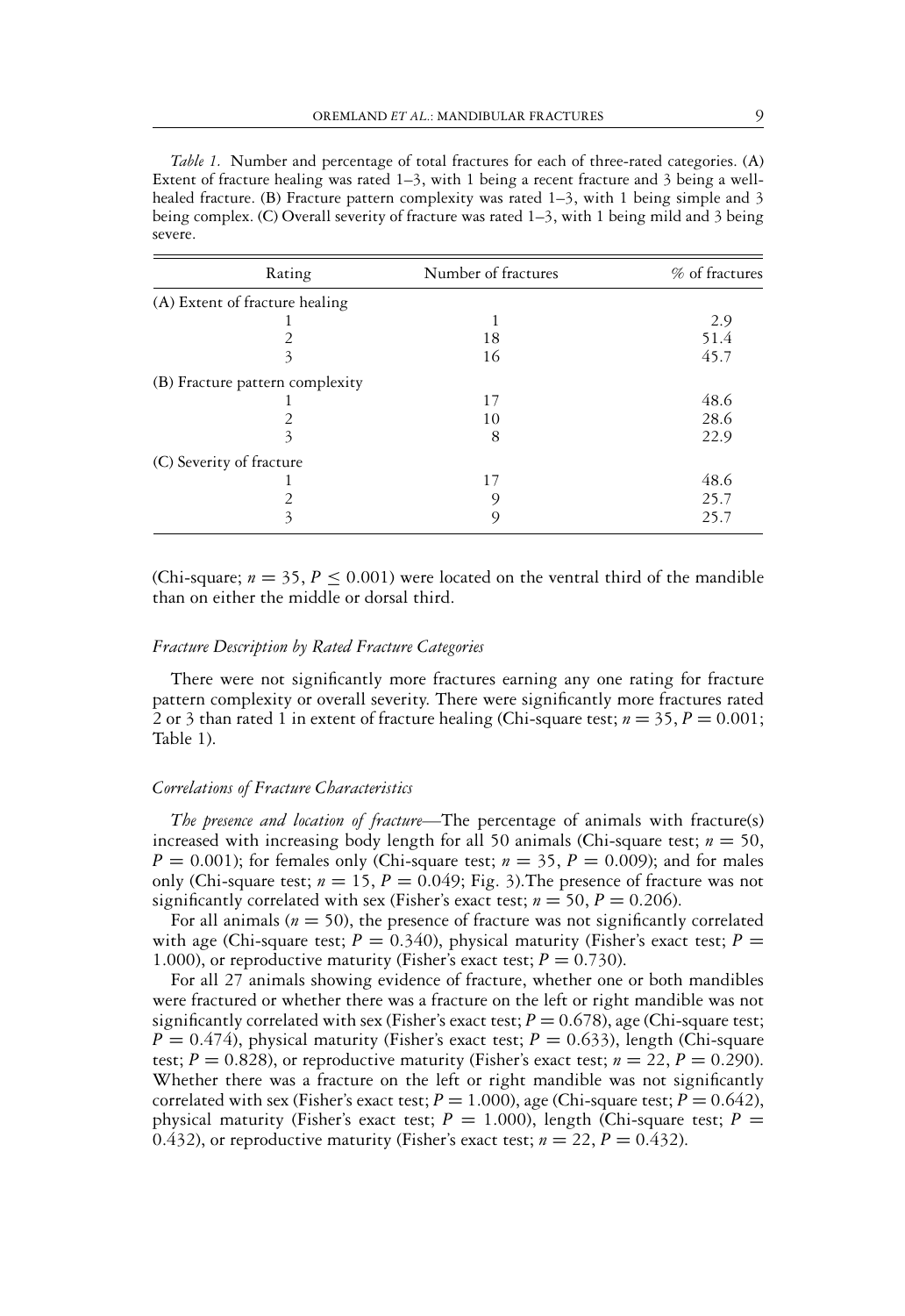*Table 1.* Number and percentage of total fractures for each of three-rated categories. (A) Extent of fracture healing was rated 1–3, with 1 being a recent fracture and 3 being a well-healed fracture. (B) Fracture pattern complexity was rated 1–3, with 1 being simple and 3 being complex. (C) Overall severity of fracture was rated 1–3, with 1 being mild and 3 being severe.

| Rating | Number of fractures | % of fractures |
|---|---|---|
| (A) Extent of fracture healing | | |
| 1 | 1 | 2.9 |
| 2 | 18 | 51.4 |
| 3 | 16 | 45.7 |
| (B) Fracture pattern complexity | | |
| 1 | 17 | 48.6 |
| 2 | 10 | 28.6 |
| 3 | 8 | 22.9 |
| (C) Severity of fracture | | |
| 1 | 17 | 48.6 |
| 2 | 9 | 25.7 |
| 3 | 9 | 25.7 |

(Chi-square; $n = 35$, $P \leq 0.001$) were located on the ventral third of the mandible than on either the middle or dorsal third.

### *Fracture Description by Rated Fracture Categories*

There were not significantly more fractures earning any one rating for fracture pattern complexity or overall severity. There were significantly more fractures rated 2 or 3 than rated 1 in extent of fracture healing (Chi-square test; $n = 35$, $P = 0.001$; Table 1).

### *Correlations of Fracture Characteristics*

*The presence and location of fracture*—The percentage of animals with fracture(s) increased with increasing body length for all 50 animals (Chi-square test; $n = 50$, $P = 0.001$); for females only (Chi-square test; $n = 35$, $P = 0.009$); and for males only (Chi-square test; $n = 15$, $P = 0.049$; Fig. 3).The presence of fracture was not significantly correlated with sex (Fisher's exact test; $n = 50$, $P = 0.206$).

For all animals ($n = 50$), the presence of fracture was not significantly correlated with age (Chi-square test; $P = 0.340$), physical maturity (Fisher's exact test; $P = 1.000$), or reproductive maturity (Fisher's exact test; $P = 0.730$).

For all 27 animals showing evidence of fracture, whether one or both mandibles were fractured or whether there was a fracture on the left or right mandible was not significantly correlated with sex (Fisher's exact test; $P = 0.678$), age (Chi-square test; $P = 0.474$), physical maturity (Fisher's exact test; $P = 0.633$), length (Chi-square test; $P = 0.828$), or reproductive maturity (Fisher's exact test; $n = 22$, $P = 0.290$). Whether there was a fracture on the left or right mandible was not significantly correlated with sex (Fisher's exact test; $P = 1.000$), age (Chi-square test; $P = 0.642$), physical maturity (Fisher's exact test; $P = 1.000$), length (Chi-square test; $P = 0.432$), or reproductive maturity (Fisher's exact test; $n = 22$, $P = 0.432$).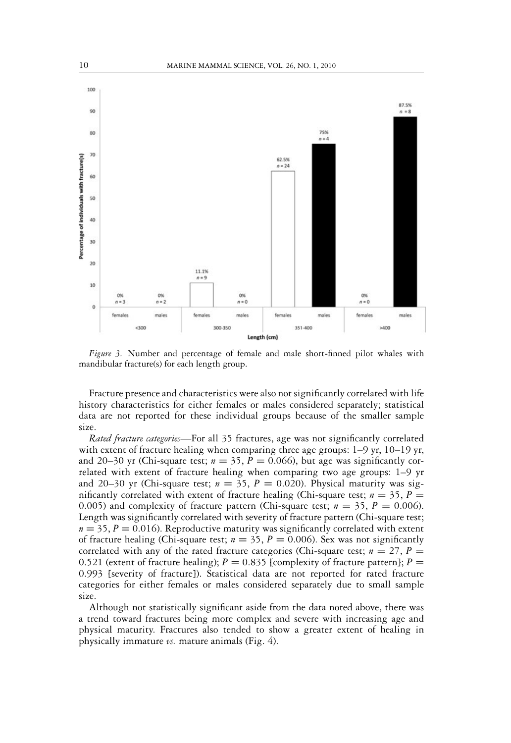*Figure 3.* Number and percentage of female and male short-finned pilot whales with mandibular fracture(s) for each length group.

Fracture presence and characteristics were also not significantly correlated with life history characteristics for either females or males considered separately; statistical data are not reported for these individual groups because of the smaller sample size.

*Rated fracture categories*—For all 35 fractures, age was not significantly correlated with extent of fracture healing when comparing three age groups: 1–9 yr, 10–19 yr, and 20–30 yr (Chi-square test; $n = 35$, $P = 0.066$), but age was significantly correlated with extent of fracture healing when comparing two age groups: 1–9 yr and 20–30 yr (Chi-square test; $n = 35$, $P = 0.020$). Physical maturity was significantly correlated with extent of fracture healing (Chi-square test; $n = 35$, $P = 0.005$) and complexity of fracture pattern (Chi-square test; $n = 35$, $P = 0.006$). Length was significantly correlated with severity of fracture pattern (Chi-square test; $n = 35$, $P = 0.016$). Reproductive maturity was significantly correlated with extent of fracture healing (Chi-square test; $n = 35$, $P = 0.006$). Sex was not significantly correlated with any of the rated fracture categories (Chi-square test; $n = 27$, $P = 0.521$ (extent of fracture healing); $P = 0.835$ [complexity of fracture pattern]; $P = 0.993$ [severity of fracture]). Statistical data are not reported for rated fracture categories for either females or males considered separately due to small sample size.

Although not statistically significant aside from the data noted above, there was a trend toward fractures being more complex and severe with increasing age and physical maturity. Fractures also tended to show a greater extent of healing in physically immature *vs.* mature animals (Fig. 4).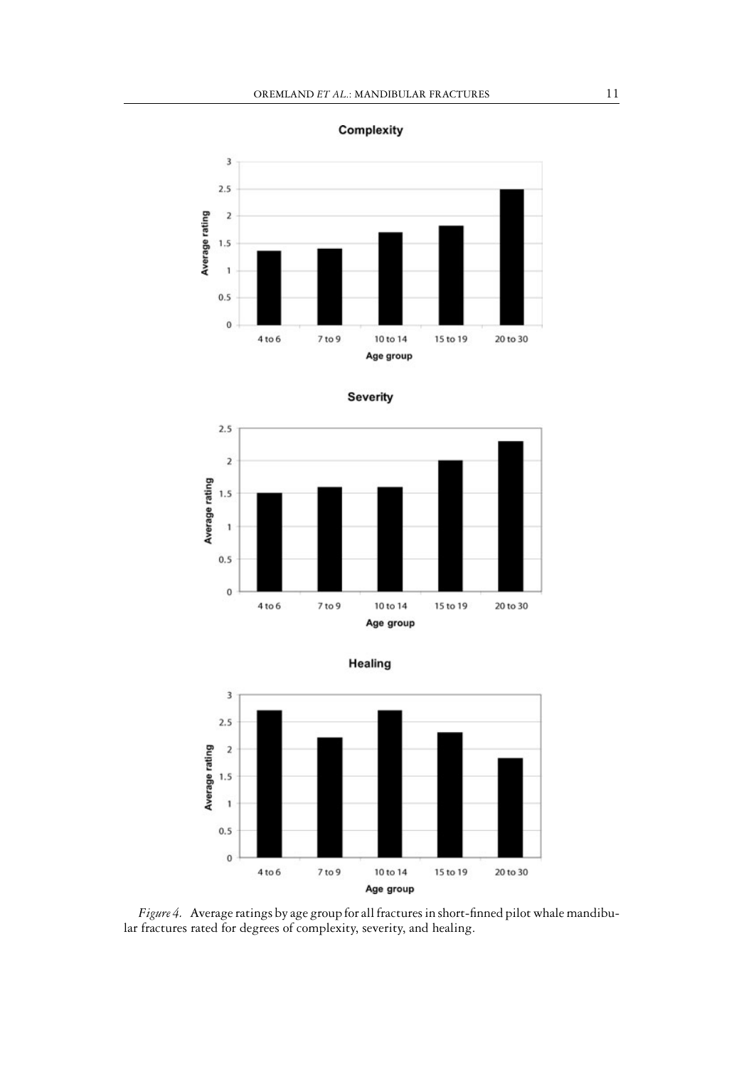*Figure 4.* Average ratings by age group for all fractures in short-finned pilot whale mandibular fractures rated for degrees of complexity, severity, and healing.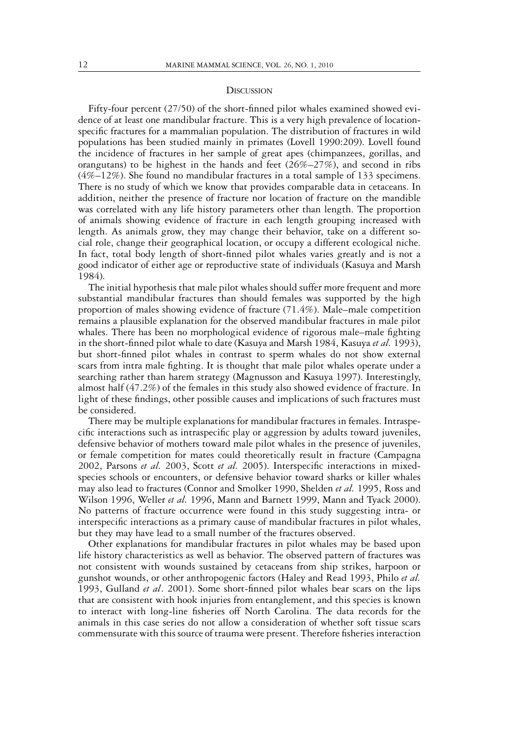## Discussion

Fifty-four percent (27/50) of the short-finned pilot whales examined showed evidence of at least one mandibular fracture. This is a very high prevalence of location-specific fractures for a mammalian population. The distribution of fractures in wild populations has been studied mainly in primates (Lovell 1990:209). Lovell found the incidence of fractures in her sample of great apes (chimpanzees, gorillas, and orangutans) to be highest in the hands and feet (26%–27%), and second in ribs (4%–12%). She found no mandibular fractures in a total sample of 133 specimens. There is no study of which we know that provides comparable data in cetaceans. In addition, neither the presence of fracture nor location of fracture on the mandible was correlated with any life history parameters other than length. The proportion of animals showing evidence of fracture in each length grouping increased with length. As animals grow, they may change their behavior, take on a different social role, change their geographical location, or occupy a different ecological niche. In fact, total body length of short-finned pilot whales varies greatly and is not a good indicator of either age or reproductive state of individuals (Kasuya and Marsh 1984).

The initial hypothesis that male pilot whales should suffer more frequent and more substantial mandibular fractures than should females was supported by the high proportion of males showing evidence of fracture (71.4%). Male–male competition remains a plausible explanation for the observed mandibular fractures in male pilot whales. There has been no morphological evidence of rigorous male–male fighting in the short-finned pilot whale to date (Kasuya and Marsh 1984, Kasuya *et al.* 1993), but short-finned pilot whales in contrast to sperm whales do not show external scars from intra male fighting. It is thought that male pilot whales operate under a searching rather than harem strategy (Magnusson and Kasuya 1997). Interestingly, almost half (47.2%) of the females in this study also showed evidence of fracture. In light of these findings, other possible causes and implications of such fractures must be considered.

There may be multiple explanations for mandibular fractures in females. Intraspecific interactions such as intraspecific play or aggression by adults toward juveniles, defensive behavior of mothers toward male pilot whales in the presence of juveniles, or female competition for mates could theoretically result in fracture (Campagna 2002, Parsons *et al.* 2003, Scott *et al.* 2005). Interspecific interactions in mixed-species schools or encounters, or defensive behavior toward sharks or killer whales may also lead to fractures (Connor and Smolker 1990, Shelden *et al.* 1995, Ross and Wilson 1996, Weller *et al.* 1996, Mann and Barnett 1999, Mann and Tyack 2000). No patterns of fracture occurrence were found in this study suggesting intra- or interspecific interactions as a primary cause of mandibular fractures in pilot whales, but they may have lead to a small number of the fractures observed.

Other explanations for mandibular fractures in pilot whales may be based upon life history characteristics as well as behavior. The observed pattern of fractures was not consistent with wounds sustained by cetaceans from ship strikes, harpoon or gunshot wounds, or other anthropogenic factors (Haley and Read 1993, Philo *et al.* 1993, Gulland *et al*. 2001). Some short-finned pilot whales bear scars on the lips that are consistent with hook injuries from entanglement, and this species is known to interact with long-line fisheries off North Carolina. The data records for the animals in this case series do not allow a consideration of whether soft tissue scars commensurate with this source of trauma were present. Therefore fisheries interaction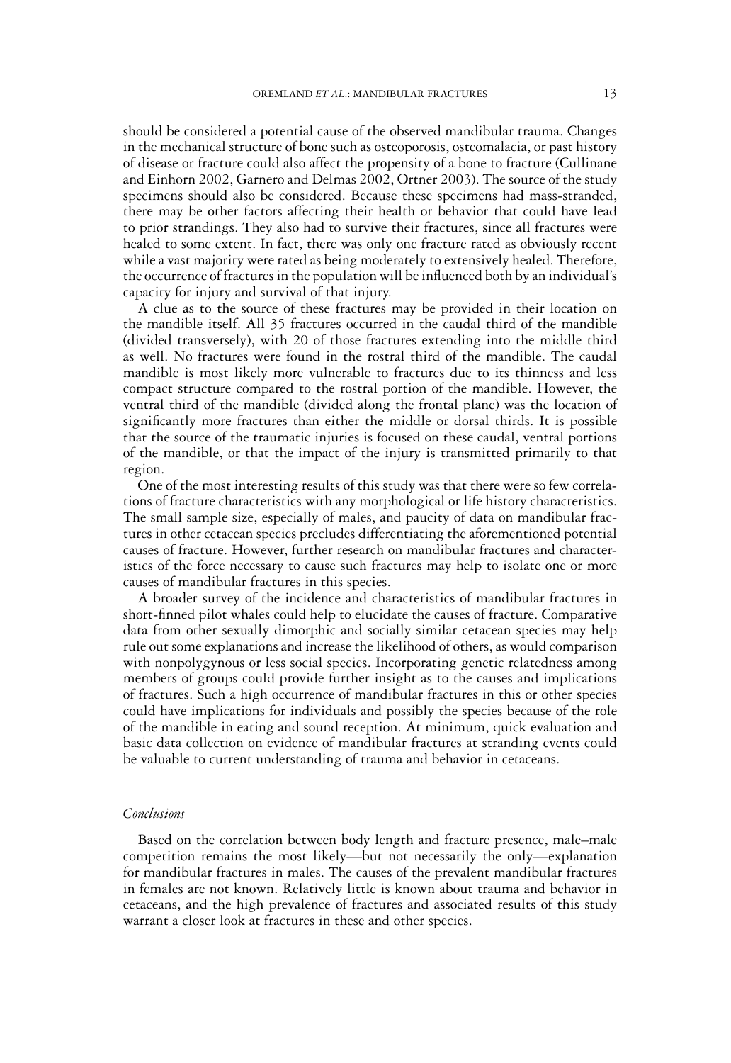should be considered a potential cause of the observed mandibular trauma. Changes in the mechanical structure of bone such as osteoporosis, osteomalacia, or past history of disease or fracture could also affect the propensity of a bone to fracture (Cullinane and Einhorn 2002, Garnero and Delmas 2002, Ortner 2003). The source of the study specimens should also be considered. Because these specimens had mass-stranded, there may be other factors affecting their health or behavior that could have lead to prior strandings. They also had to survive their fractures, since all fractures were healed to some extent. In fact, there was only one fracture rated as obviously recent while a vast majority were rated as being moderately to extensively healed. Therefore, the occurrence of fractures in the population will be influenced both by an individual's capacity for injury and survival of that injury.

A clue as to the source of these fractures may be provided in their location on the mandible itself. All 35 fractures occurred in the caudal third of the mandible (divided transversely), with 20 of those fractures extending into the middle third as well. No fractures were found in the rostral third of the mandible. The caudal mandible is most likely more vulnerable to fractures due to its thinness and less compact structure compared to the rostral portion of the mandible. However, the ventral third of the mandible (divided along the frontal plane) was the location of significantly more fractures than either the middle or dorsal thirds. It is possible that the source of the traumatic injuries is focused on these caudal, ventral portions of the mandible, or that the impact of the injury is transmitted primarily to that region.

One of the most interesting results of this study was that there were so few correlations of fracture characteristics with any morphological or life history characteristics. The small sample size, especially of males, and paucity of data on mandibular fractures in other cetacean species precludes differentiating the aforementioned potential causes of fracture. However, further research on mandibular fractures and characteristics of the force necessary to cause such fractures may help to isolate one or more causes of mandibular fractures in this species.

A broader survey of the incidence and characteristics of mandibular fractures in short-finned pilot whales could help to elucidate the causes of fracture. Comparative data from other sexually dimorphic and socially similar cetacean species may help rule out some explanations and increase the likelihood of others, as would comparison with nonpolygynous or less social species. Incorporating genetic relatedness among members of groups could provide further insight as to the causes and implications of fractures. Such a high occurrence of mandibular fractures in this or other species could have implications for individuals and possibly the species because of the role of the mandible in eating and sound reception. At minimum, quick evaluation and basic data collection on evidence of mandibular fractures at stranding events could be valuable to current understanding of trauma and behavior in cetaceans.

### *Conclusions*

Based on the correlation between body length and fracture presence, male–male competition remains the most likely—but not necessarily the only—explanation for mandibular fractures in males. The causes of the prevalent mandibular fractures in females are not known. Relatively little is known about trauma and behavior in cetaceans, and the high prevalence of fractures and associated results of this study warrant a closer look at fractures in these and other species.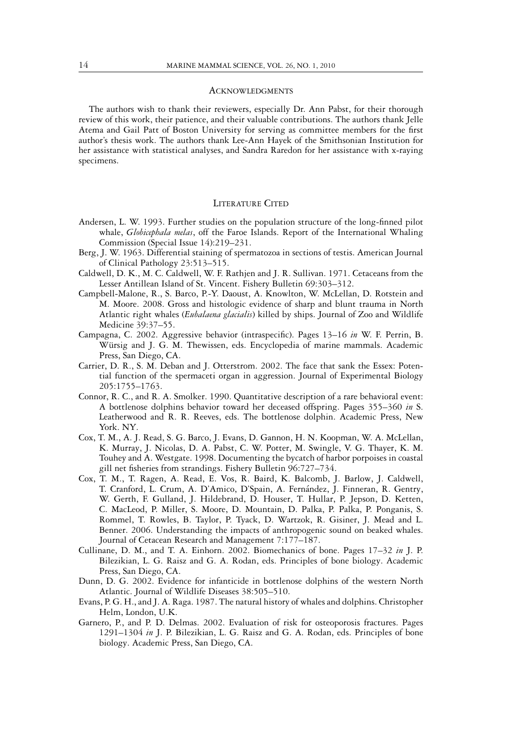## Acknowledgments

The authors wish to thank their reviewers, especially Dr. Ann Pabst, for their thorough review of this work, their patience, and their valuable contributions. The authors thank Jelle Atema and Gail Patt of Boston University for serving as committee members for the first author's thesis work. The authors thank Lee-Ann Hayek of the Smithsonian Institution for her assistance with statistical analyses, and Sandra Raredon for her assistance with x-raying specimens.

## Literature Cited

Andersen, L. W. 1993. Further studies on the population structure of the long-finned pilot whale, *Globicephala melas*, off the Faroe Islands. Report of the International Whaling Commission (Special Issue 14):219–231.

Berg, J. W. 1963. Differential staining of spermatozoa in sections of testis. American Journal of Clinical Pathology 23:513–515.

Caldwell, D. K., M. C. Caldwell, W. F. Rathjen and J. R. Sullivan. 1971. Cetaceans from the Lesser Antillean Island of St. Vincent. Fishery Bulletin 69:303–312.

Campbell-Malone, R., S. Barco, P.-Y. Daoust, A. Knowlton, W. McLellan, D. Rotstein and M. Moore. 2008. Gross and histologic evidence of sharp and blunt trauma in North Atlantic right whales (*Eubalaena glacialis*) killed by ships. Journal of Zoo and Wildlife Medicine 39:37–55.

Campagna, C. 2002. Aggressive behavior (intraspecific). Pages 13–16 *in* W. F. Perrin, B. Würsig and J. G. M. Thewissen, eds. Encyclopedia of marine mammals. Academic Press, San Diego, CA.

Carrier, D. R., S. M. Deban and J. Otterstrom. 2002. The face that sank the Essex: Potential function of the spermaceti organ in aggression. Journal of Experimental Biology 205:1755–1763.

Connor, R. C., and R. A. Smolker. 1990. Quantitative description of a rare behavioral event: A bottlenose dolphins behavior toward her deceased offspring. Pages 355–360 *in* S. Leatherwood and R. R. Reeves, eds. The bottlenose dolphin. Academic Press, New York. NY.

Cox, T. M., A. J. Read, S. G. Barco, J. Evans, D. Gannon, H. N. Koopman, W. A. McLellan, K. Murray, J. Nicolas, D. A. Pabst, C. W. Potter, M. Swingle, V. G. Thayer, K. M. Touhey and A. Westgate. 1998. Documenting the bycatch of harbor porpoises in coastal gill net fisheries from strandings. Fishery Bulletin 96:727–734.

Cox, T. M., T. Ragen, A. Read, E. Vos, R. Baird, K. Balcomb, J. Barlow, J. Caldwell, T. Cranford, L. Crum, A. D'Amico, D'Spain, A. Fernández, J. Finneran, R. Gentry, W. Gerth, F. Gulland, J. Hildebrand, D. Houser, T. Hullar, P. Jepson, D. Ketten, C. MacLeod, P. Miller, S. Moore, D. Mountain, D. Palka, P. Palka, P. Ponganis, S. Rommel, T. Rowles, B. Taylor, P. Tyack, D. Wartzok, R. Gisiner, J. Mead and L. Benner. 2006. Understanding the impacts of anthropogenic sound on beaked whales. Journal of Cetacean Research and Management 7:177–187.

Cullinane, D. M., and T. A. Einhorn. 2002. Biomechanics of bone. Pages 17–32 *in* J. P. Bilezikian, L. G. Raisz and G. A. Rodan, eds. Principles of bone biology. Academic Press, San Diego, CA.

Dunn, D. G. 2002. Evidence for infanticide in bottlenose dolphins of the western North Atlantic. Journal of Wildlife Diseases 38:505–510.

Evans, P. G. H., and J. A. Raga. 1987. The natural history of whales and dolphins. Christopher Helm, London, U.K.

Garnero, P., and P. D. Delmas. 2002. Evaluation of risk for osteoporosis fractures. Pages 1291–1304 *in* J. P. Bilezikian, L. G. Raisz and G. A. Rodan, eds. Principles of bone biology. Academic Press, San Diego, CA.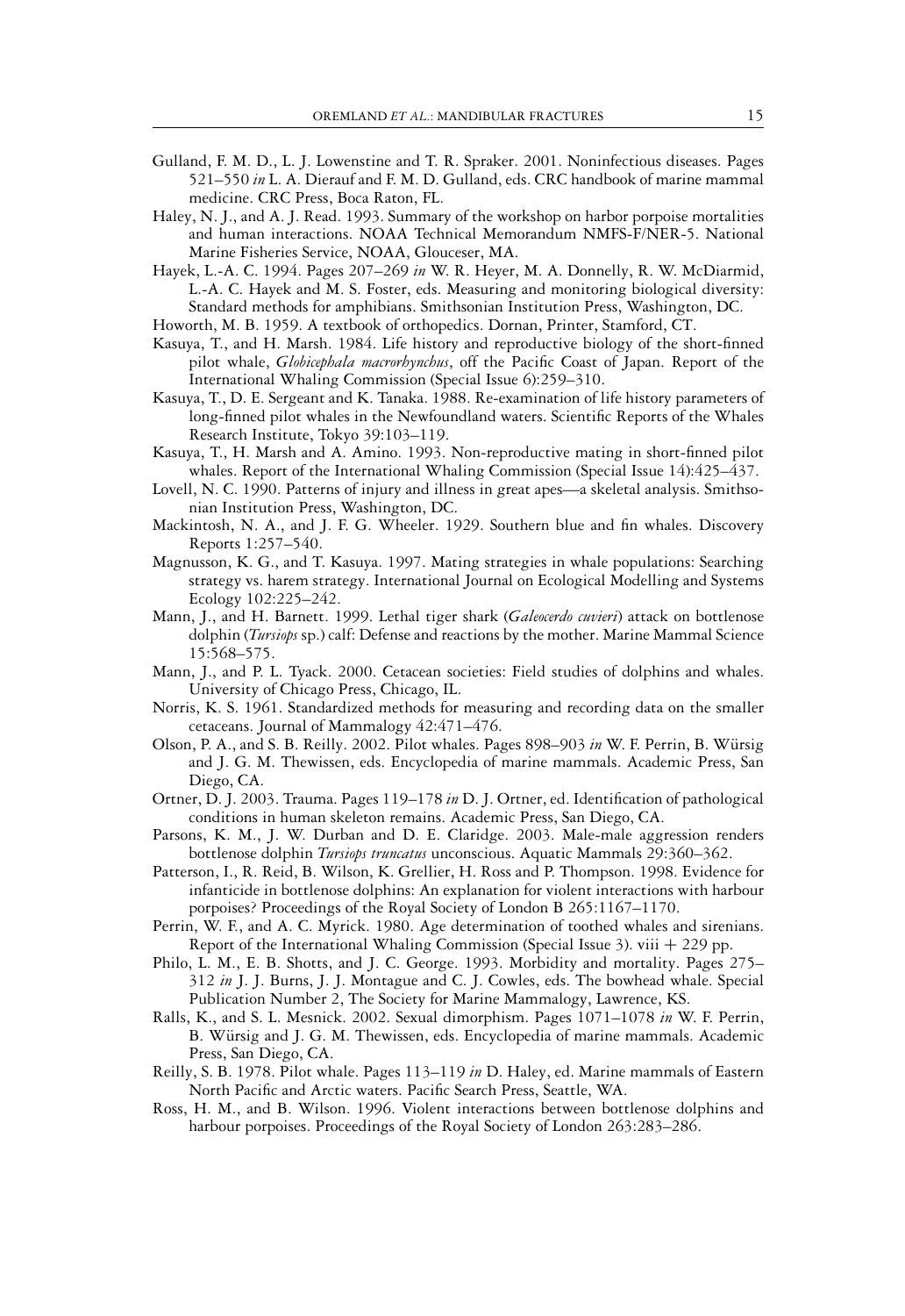Gulland, F. M. D., L. J. Lowenstine and T. R. Spraker. 2001. Noninfectious diseases. Pages 521–550 *in* L. A. Dierauf and F. M. D. Gulland, eds. CRC handbook of marine mammal medicine. CRC Press, Boca Raton, FL.

Haley, N. J., and A. J. Read. 1993. Summary of the workshop on harbor porpoise mortalities and human interactions. NOAA Technical Memorandum NMFS-F/NER-5. National Marine Fisheries Service, NOAA, Glouceser, MA.

Hayek, L.-A. C. 1994. Pages 207–269 *in* W. R. Heyer, M. A. Donnelly, R. W. McDiarmid, L.-A. C. Hayek and M. S. Foster, eds. Measuring and monitoring biological diversity: Standard methods for amphibians. Smithsonian Institution Press, Washington, DC.

Howorth, M. B. 1959. A textbook of orthopedics. Dornan, Printer, Stamford, CT.

Kasuya, T., and H. Marsh. 1984. Life history and reproductive biology of the short-finned pilot whale, *Globicephala macrorhynchus*, off the Pacific Coast of Japan. Report of the International Whaling Commission (Special Issue 6):259–310.

Kasuya, T., D. E. Sergeant and K. Tanaka. 1988. Re-examination of life history parameters of long-finned pilot whales in the Newfoundland waters. Scientific Reports of the Whales Research Institute, Tokyo 39:103–119.

Kasuya, T., H. Marsh and A. Amino. 1993. Non-reproductive mating in short-finned pilot whales. Report of the International Whaling Commission (Special Issue 14):425–437.

Lovell, N. C. 1990. Patterns of injury and illness in great apes—a skeletal analysis. Smithsonian Institution Press, Washington, DC.

Mackintosh, N. A., and J. F. G. Wheeler. 1929. Southern blue and fin whales. Discovery Reports 1:257–540.

Magnusson, K. G., and T. Kasuya. 1997. Mating strategies in whale populations: Searching strategy vs. harem strategy. International Journal on Ecological Modelling and Systems Ecology 102:225–242.

Mann, J., and H. Barnett. 1999. Lethal tiger shark (*Galeocerdo cuvieri*) attack on bottlenose dolphin (*Tursiops* sp.) calf: Defense and reactions by the mother. Marine Mammal Science 15:568–575.

Mann, J., and P. L. Tyack. 2000. Cetacean societies: Field studies of dolphins and whales. University of Chicago Press, Chicago, IL.

Norris, K. S. 1961. Standardized methods for measuring and recording data on the smaller cetaceans. Journal of Mammalogy 42:471–476.

Olson, P. A., and S. B. Reilly. 2002. Pilot whales. Pages 898–903 *in* W. F. Perrin, B. Würsig and J. G. M. Thewissen, eds. Encyclopedia of marine mammals. Academic Press, San Diego, CA.

Ortner, D. J. 2003. Trauma. Pages 119–178 *in* D. J. Ortner, ed. Identification of pathological conditions in human skeleton remains. Academic Press, San Diego, CA.

Parsons, K. M., J. W. Durban and D. E. Claridge. 2003. Male-male aggression renders bottlenose dolphin *Tursiops truncatus* unconscious. Aquatic Mammals 29:360–362.

Patterson, I., R. Reid, B. Wilson, K. Grellier, H. Ross and P. Thompson. 1998. Evidence for infanticide in bottlenose dolphins: An explanation for violent interactions with harbour porpoises? Proceedings of the Royal Society of London B 265:1167–1170.

Perrin, W. F., and A. C. Myrick. 1980. Age determination of toothed whales and sirenians. Report of the International Whaling Commission (Special Issue 3). viii + 229 pp.

Philo, L. M., E. B. Shotts, and J. C. George. 1993. Morbidity and mortality. Pages 275–312 *in* J. J. Burns, J. J. Montague and C. J. Cowles, eds. The bowhead whale. Special Publication Number 2, The Society for Marine Mammalogy, Lawrence, KS.

Ralls, K., and S. L. Mesnick. 2002. Sexual dimorphism. Pages 1071–1078 *in* W. F. Perrin, B. Würsig and J. G. M. Thewissen, eds. Encyclopedia of marine mammals. Academic Press, San Diego, CA.

Reilly, S. B. 1978. Pilot whale. Pages 113–119 *in* D. Haley, ed. Marine mammals of Eastern North Pacific and Arctic waters. Pacific Search Press, Seattle, WA.

Ross, H. M., and B. Wilson. 1996. Violent interactions between bottlenose dolphins and harbour porpoises. Proceedings of the Royal Society of London 263:283–286.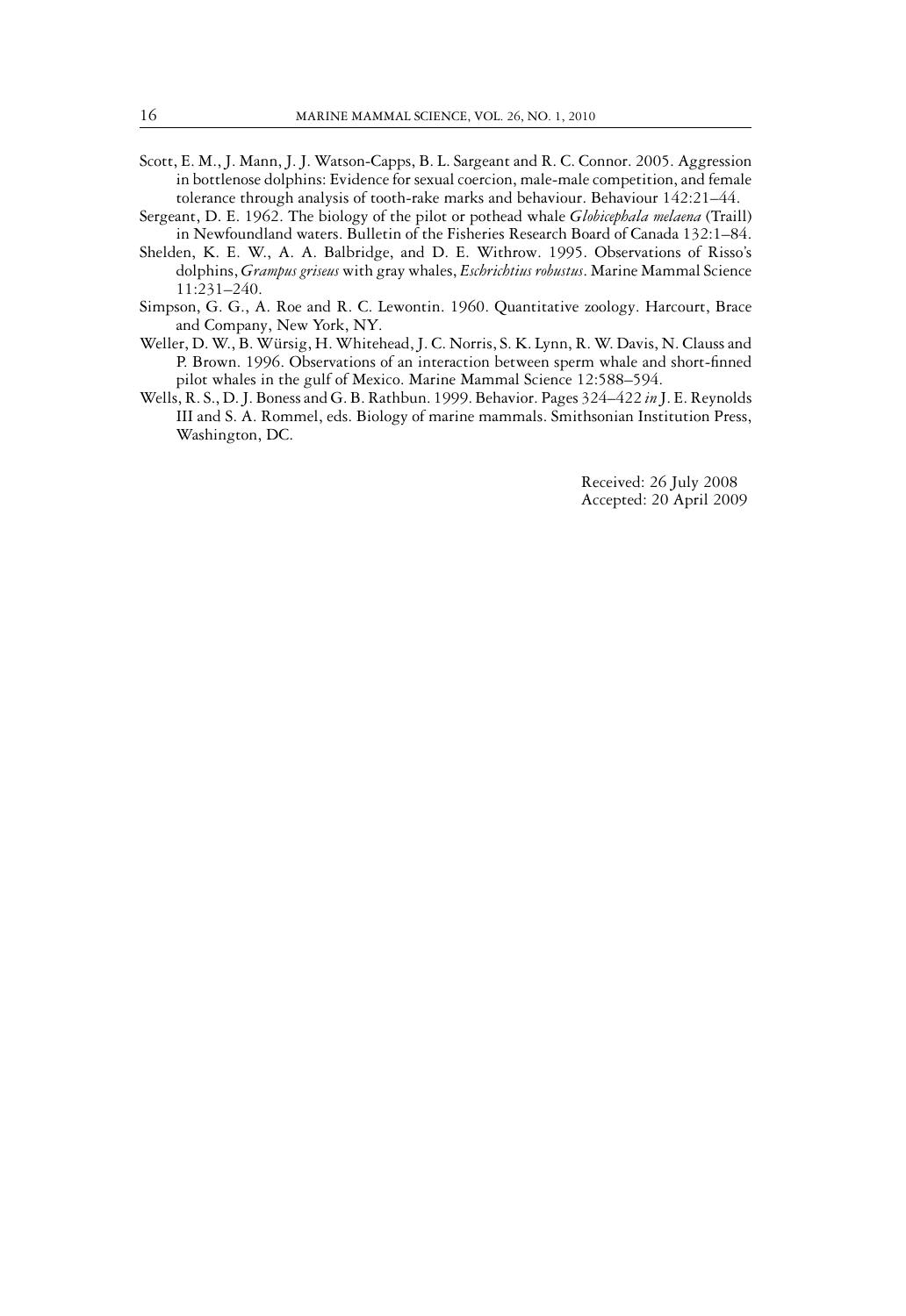Scott, E. M., J. Mann, J. J. Watson-Capps, B. L. Sargeant and R. C. Connor. 2005. Aggression in bottlenose dolphins: Evidence for sexual coercion, male-male competition, and female tolerance through analysis of tooth-rake marks and behaviour. Behaviour 142:21–44.

Sergeant, D. E. 1962. The biology of the pilot or pothead whale *Globicephala melaena* (Traill) in Newfoundland waters. Bulletin of the Fisheries Research Board of Canada 132:1–84.

Shelden, K. E. W., A. A. Balbridge, and D. E. Withrow. 1995. Observations of Risso's dolphins, *Grampus griseus* with gray whales, *Eschrichtius robustus*. Marine Mammal Science 11:231–240.

Simpson, G. G., A. Roe and R. C. Lewontin. 1960. Quantitative zoology. Harcourt, Brace and Company, New York, NY.

Weller, D. W., B. Würsig, H. Whitehead, J. C. Norris, S. K. Lynn, R. W. Davis, N. Clauss and P. Brown. 1996. Observations of an interaction between sperm whale and short-finned pilot whales in the gulf of Mexico. Marine Mammal Science 12:588–594.

Wells, R. S., D. J. Boness and G. B. Rathbun. 1999. Behavior. Pages 324–422 *in* J. E. Reynolds III and S. A. Rommel, eds. Biology of marine mammals. Smithsonian Institution Press, Washington, DC.

Received: 26 July 2008
Accepted: 20 April 2009